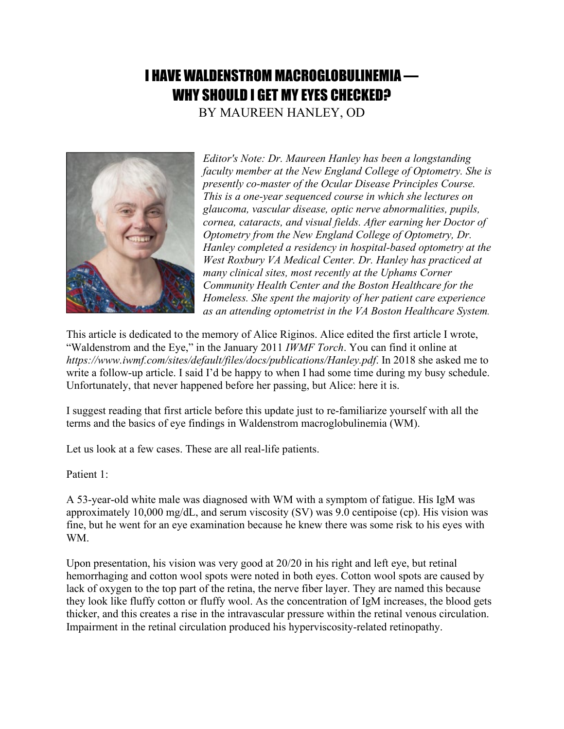# I HAVE WALDENSTROM MACROGLOBULINEMIA — WHY SHOULD I GET MY EYES CHECKED?

BY MAUREEN HANLEY, OD

*Editor's Note: Dr. Maureen Hanley has been a longstanding faculty member at the New England College of Optometry. She is presently co-master of the Ocular Disease Principles Course. This is a one-year sequenced course in which she lectures on glaucoma, vascular disease, optic nerve abnormalities, pupils, cornea, cataracts, and visual fields. After earning her Doctor of Optometry from the New England College of Optometry, Dr. Hanley completed a residency in hospital-based optometry at the West Roxbury VA Medical Center. Dr. Hanley has practiced at many clinical sites, most recently at the Uphams Corner Community Health Center and the Boston Healthcare for the Homeless. She spent the majority of her patient care experience as an attending optometrist in the VA Boston Healthcare System.*

This article is dedicated to the memory of Alice Riginos. Alice edited the first article I wrote, "Waldenstrom and the Eye," in the January 2011 *IWMF Torch*. You can find it online at *https://www.iwmf.com/sites/default/files/docs/publications/Hanley.pdf*. In 2018 she asked me to write a follow-up article. I said I'd be happy to when I had some time during my busy schedule. Unfortunately, that never happened before her passing, but Alice: here it is.

I suggest reading that first article before this update just to re-familiarize yourself with all the terms and the basics of eye findings in Waldenstrom macroglobulinemia (WM).

Let us look at a few cases. These are all real-life patients.

Patient 1:

A 53-year-old white male was diagnosed with WM with a symptom of fatigue. His IgM was approximately 10,000 mg/dL, and serum viscosity (SV) was 9.0 centipoise (cp). His vision was fine, but he went for an eye examination because he knew there was some risk to his eyes with WM.

Upon presentation, his vision was very good at 20/20 in his right and left eye, but retinal hemorrhaging and cotton wool spots were noted in both eyes. Cotton wool spots are caused by lack of oxygen to the top part of the retina, the nerve fiber layer. They are named this because they look like fluffy cotton or fluffy wool. As the concentration of IgM increases, the blood gets thicker, and this creates a rise in the intravascular pressure within the retinal venous circulation. Impairment in the retinal circulation produced his hyperviscosity-related retinopathy.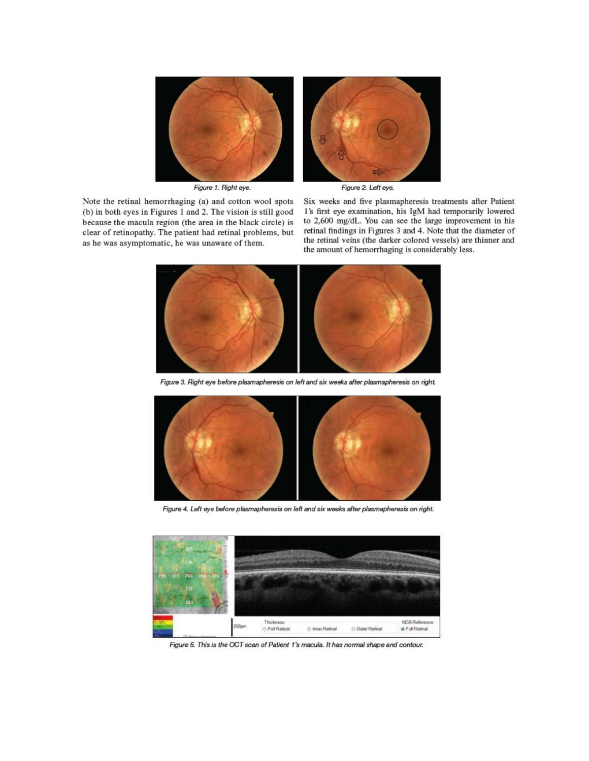Figure 1. Right eye.

Figure 2. Left eye.

Note the retinal hemorrhaging (a) and cotton wool spots (b) in both eyes in Figures 1 and 2. The vision is still good because the macula region (the area in the black circle) is clear of retinopathy. The patient had retinal problems, but as he was asymptomatic, he was unaware of them.

Six weeks and five plasmapheresis treatments after Patient 1's first eye examination, his IgM had temporarily lowered to 2,600 mg/dL. You can see the large improvement in his retinal findings in Figures 3 and 4. Note that the diameter of the retinal veins (the darker colored vessels) are thinner and the amount of hemorrhaging is considerably less.

Figure 3. Right eye before plasmapheresis on left and six weeks after plasmapheresis on right.

Figure 4. Left eye before plasmapheresis on left and six weeks after plasmapheresis on right.

Figure 5. This is the OCT scan of Patient 1's macula. It has normal shape and contour.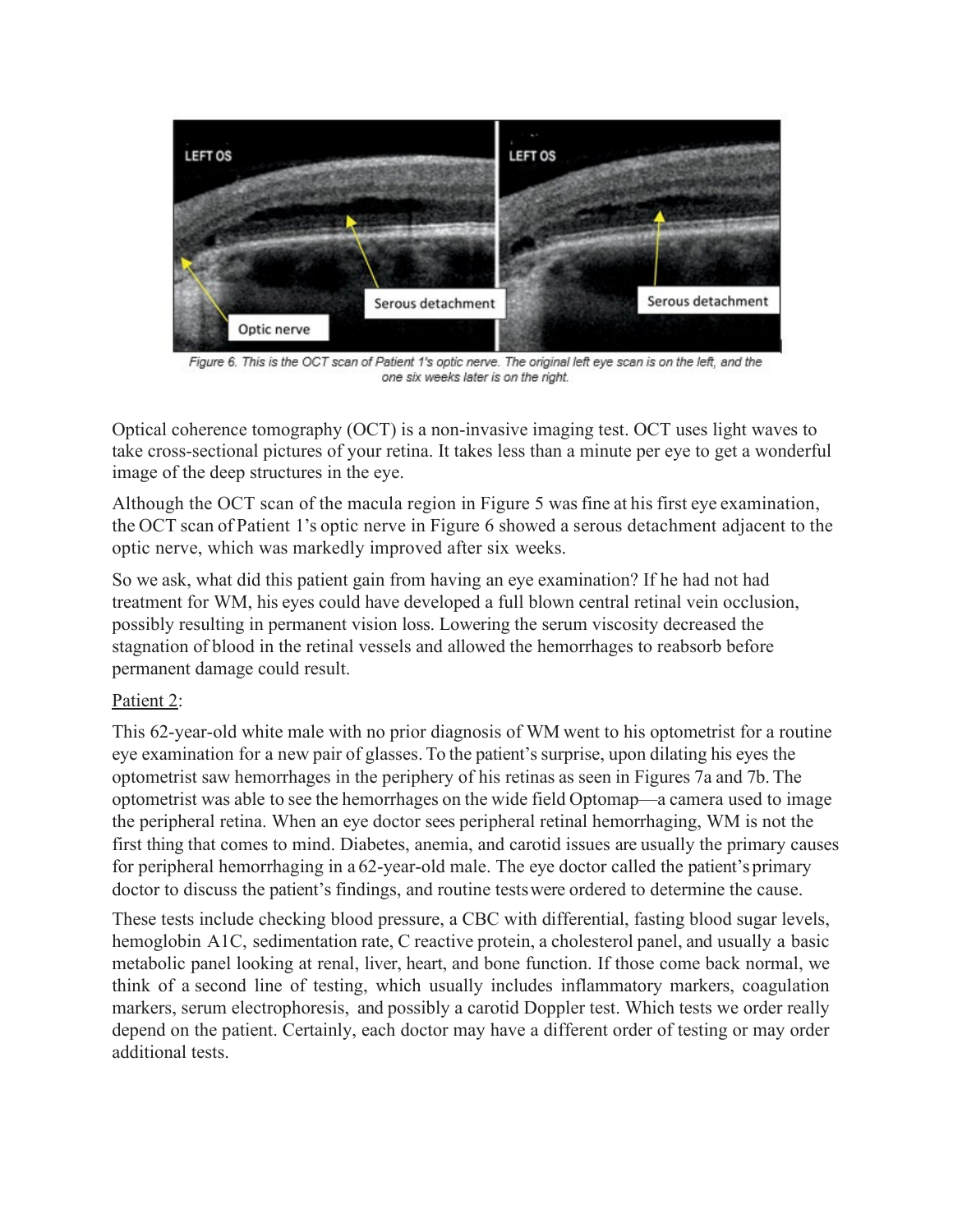Figure 6. This is the OCT scan of Patient 1's optic nerve. The original left eye scan is on the left, and the one six weeks later is on the right.

Optical coherence tomography (OCT) is a non-invasive imaging test. OCT uses light waves to take cross-sectional pictures of your retina. It takes less than a minute per eye to get a wonderful image of the deep structures in the eye.

Although the OCT scan of the macula region in Figure 5 was fine at his first eye examination, the OCT scan of Patient 1's optic nerve in Figure 6 showed a serous detachment adjacent to the optic nerve, which was markedly improved after six weeks.

So we ask, what did this patient gain from having an eye examination? If he had not had treatment for WM, his eyes could have developed a full blown central retinal vein occlusion, possibly resulting in permanent vision loss. Lowering the serum viscosity decreased the stagnation of blood in the retinal vessels and allowed the hemorrhages to reabsorb before permanent damage could result.

Patient 2:

This 62-year-old white male with no prior diagnosis of WM went to his optometrist for a routine eye examination for a new pair of glasses. To the patient's surprise, upon dilating his eyes the optometrist saw hemorrhages in the periphery of his retinas as seen in Figures 7a and 7b. The optometrist was able to see the hemorrhages on the wide field Optomap—a camera used to image the peripheral retina. When an eye doctor sees peripheral retinal hemorrhaging, WM is not the first thing that comes to mind. Diabetes, anemia, and carotid issues are usually the primary causes for peripheral hemorrhaging in a 62-year-old male. The eye doctor called the patient's primary doctor to discuss the patient's findings, and routine tests were ordered to determine the cause.

These tests include checking blood pressure, a CBC with differential, fasting blood sugar levels, hemoglobin A1C, sedimentation rate, C reactive protein, a cholesterol panel, and usually a basic metabolic panel looking at renal, liver, heart, and bone function. If those come back normal, we think of a second line of testing, which usually includes inflammatory markers, coagulation markers, serum electrophoresis, and possibly a carotid Doppler test. Which tests we order really depend on the patient. Certainly, each doctor may have a different order of testing or may order additional tests.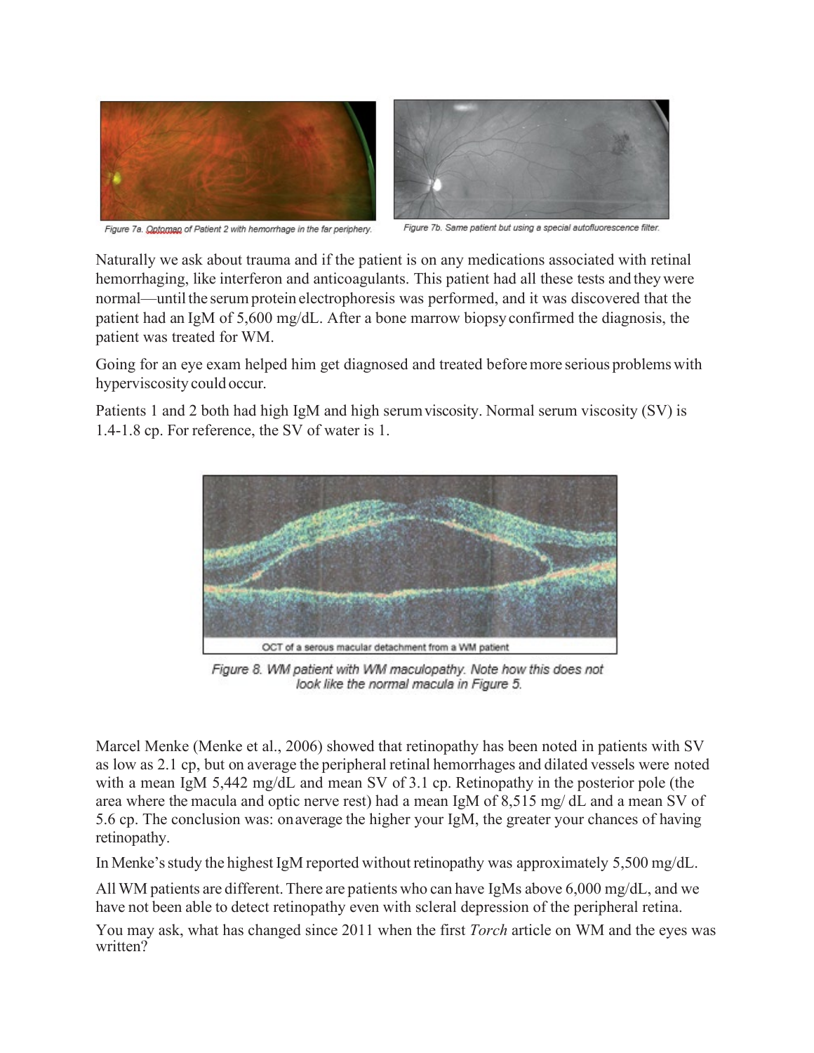Figure 7a. Optomap of Patient 2 with hemorrhage in the far periphery.

Figure 7b. Same patient but using a special autofluorescence filter.

Naturally we ask about trauma and if the patient is on any medications associated with retinal hemorrhaging, like interferon and anticoagulants. This patient had all these tests and they were normal—until the serum protein electrophoresis was performed, and it was discovered that the patient had an IgM of 5,600 mg/dL. After a bone marrow biopsy confirmed the diagnosis, the patient was treated for WM.

Going for an eye exam helped him get diagnosed and treated before more serious problems with hyperviscosity could occur.

Patients 1 and 2 both had high IgM and high serum viscosity. Normal serum viscosity (SV) is 1.4-1.8 cp. For reference, the SV of water is 1.

OCT of a serous macular detachment from a WM patient

Figure 8. WM patient with WM maculopathy. Note how this does not look like the normal macula in Figure 5.

Marcel Menke (Menke et al., 2006) showed that retinopathy has been noted in patients with SV as low as 2.1 cp, but on average the peripheral retinal hemorrhages and dilated vessels were noted with a mean IgM 5,442 mg/dL and mean SV of 3.1 cp. Retinopathy in the posterior pole (the area where the macula and optic nerve rest) had a mean IgM of 8,515 mg/ dL and a mean SV of 5.6 cp. The conclusion was: on average the higher your IgM, the greater your chances of having retinopathy.

In Menke's study the highest IgM reported without retinopathy was approximately 5,500 mg/dL.

All WM patients are different. There are patients who can have IgMs above 6,000 mg/dL, and we have not been able to detect retinopathy even with scleral depression of the peripheral retina.

You may ask, what has changed since 2011 when the first *Torch* article on WM and the eyes was written?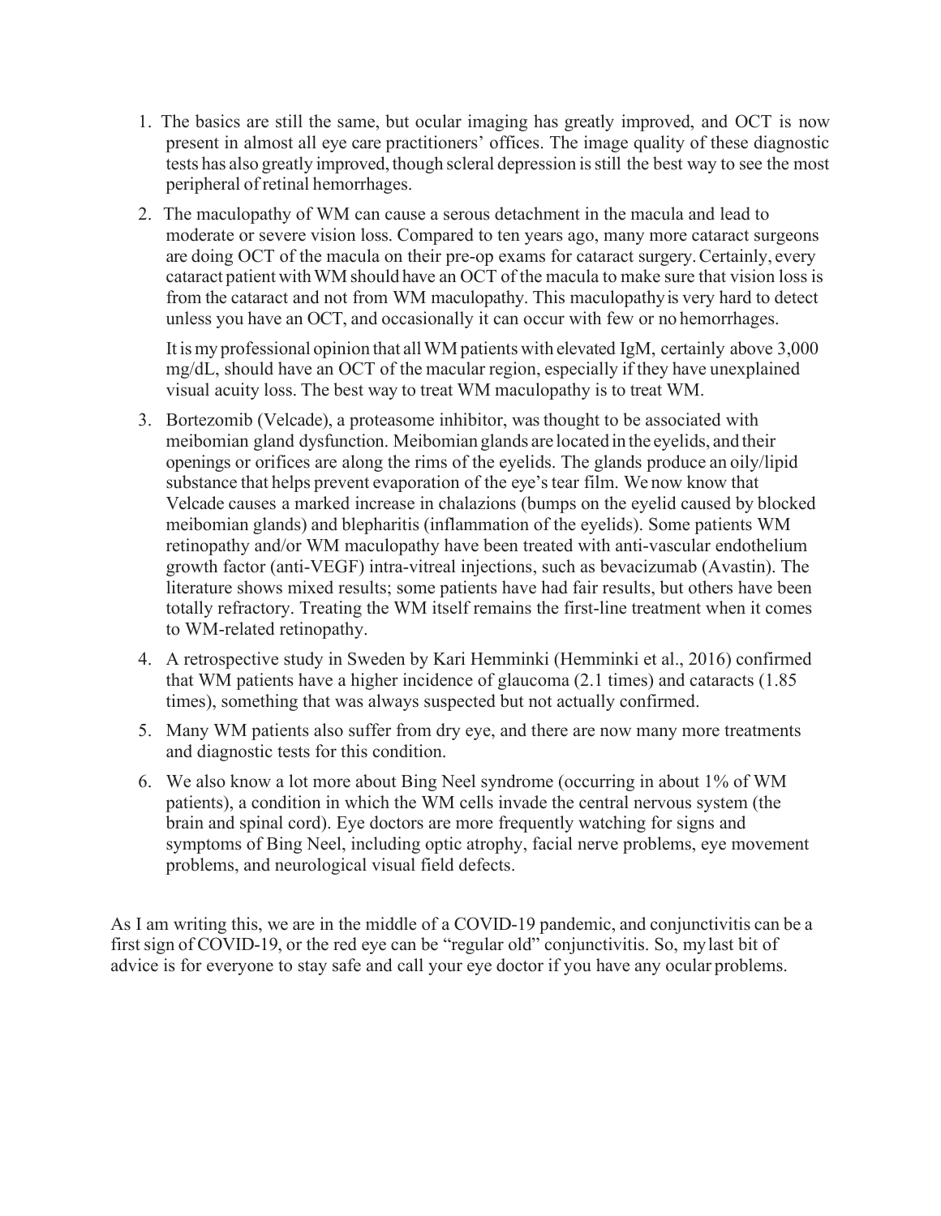1. The basics are still the same, but ocular imaging has greatly improved, and OCT is now present in almost all eye care practitioners' offices. The image quality of these diagnostic tests has also greatly improved, though scleral depression is still the best way to see the most peripheral of retinal hemorrhages.

2. The maculopathy of WM can cause a serous detachment in the macula and lead to moderate or severe vision loss. Compared to ten years ago, many more cataract surgeons are doing OCT of the macula on their pre-op exams for cataract surgery. Certainly, every cataract patient with WM should have an OCT of the macula to make sure that vision loss is from the cataract and not from WM maculopathy. This maculopathy is very hard to detect unless you have an OCT, and occasionally it can occur with few or no hemorrhages.

   It is my professional opinion that all WM patients with elevated IgM, certainly above 3,000 mg/dL, should have an OCT of the macular region, especially if they have unexplained visual acuity loss. The best way to treat WM maculopathy is to treat WM.

3. Bortezomib (Velcade), a proteasome inhibitor, was thought to be associated with meibomian gland dysfunction. Meibomian glands are located in the eyelids, and their openings or orifices are along the rims of the eyelids. The glands produce an oily/lipid substance that helps prevent evaporation of the eye's tear film. We now know that Velcade causes a marked increase in chalazions (bumps on the eyelid caused by blocked meibomian glands) and blepharitis (inflammation of the eyelids). Some patients WM retinopathy and/or WM maculopathy have been treated with anti-vascular endothelium growth factor (anti-VEGF) intra-vitreal injections, such as bevacizumab (Avastin). The literature shows mixed results; some patients have had fair results, but others have been totally refractory. Treating the WM itself remains the first-line treatment when it comes to WM-related retinopathy.

4. A retrospective study in Sweden by Kari Hemminki (Hemminki et al., 2016) confirmed that WM patients have a higher incidence of glaucoma (2.1 times) and cataracts (1.85 times), something that was always suspected but not actually confirmed.

5. Many WM patients also suffer from dry eye, and there are now many more treatments and diagnostic tests for this condition.

6. We also know a lot more about Bing Neel syndrome (occurring in about 1% of WM patients), a condition in which the WM cells invade the central nervous system (the brain and spinal cord). Eye doctors are more frequently watching for signs and symptoms of Bing Neel, including optic atrophy, facial nerve problems, eye movement problems, and neurological visual field defects.

As I am writing this, we are in the middle of a COVID-19 pandemic, and conjunctivitis can be a first sign of COVID-19, or the red eye can be "regular old" conjunctivitis. So, my last bit of advice is for everyone to stay safe and call your eye doctor if you have any ocular problems.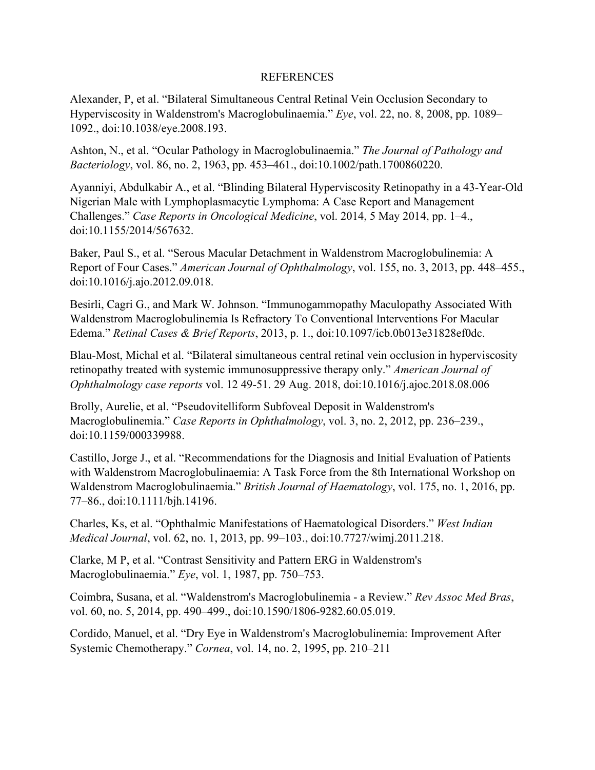# REFERENCES

Alexander, P, et al. "Bilateral Simultaneous Central Retinal Vein Occlusion Secondary to Hyperviscosity in Waldenstrom's Macroglobulinaemia." *Eye*, vol. 22, no. 8, 2008, pp. 1089–1092., doi:10.1038/eye.2008.193.

Ashton, N., et al. "Ocular Pathology in Macroglobulinaemia." *The Journal of Pathology and Bacteriology*, vol. 86, no. 2, 1963, pp. 453–461., doi:10.1002/path.1700860220.

Ayanniyi, Abdulkabir A., et al. "Blinding Bilateral Hyperviscosity Retinopathy in a 43-Year-Old Nigerian Male with Lymphoplasmacytic Lymphoma: A Case Report and Management Challenges." *Case Reports in Oncological Medicine*, vol. 2014, 5 May 2014, pp. 1–4., doi:10.1155/2014/567632.

Baker, Paul S., et al. "Serous Macular Detachment in Waldenstrom Macroglobulinemia: A Report of Four Cases." *American Journal of Ophthalmology*, vol. 155, no. 3, 2013, pp. 448–455., doi:10.1016/j.ajo.2012.09.018.

Besirli, Cagri G., and Mark W. Johnson. "Immunogammopathy Maculopathy Associated With Waldenstrom Macroglobulinemia Is Refractory To Conventional Interventions For Macular Edema." *Retinal Cases & Brief Reports*, 2013, p. 1., doi:10.1097/icb.0b013e31828ef0dc.

Blau-Most, Michal et al. "Bilateral simultaneous central retinal vein occlusion in hyperviscosity retinopathy treated with systemic immunosuppressive therapy only." *American Journal of Ophthalmology case reports* vol. 12 49-51. 29 Aug. 2018, doi:10.1016/j.ajoc.2018.08.006

Brolly, Aurelie, et al. "Pseudovitelliform Subfoveal Deposit in Waldenstrom's Macroglobulinemia." *Case Reports in Ophthalmology*, vol. 3, no. 2, 2012, pp. 236–239., doi:10.1159/000339988.

Castillo, Jorge J., et al. "Recommendations for the Diagnosis and Initial Evaluation of Patients with Waldenstrom Macroglobulinaemia: A Task Force from the 8th International Workshop on Waldenstrom Macroglobulinaemia." *British Journal of Haematology*, vol. 175, no. 1, 2016, pp. 77–86., doi:10.1111/bjh.14196.

Charles, Ks, et al. "Ophthalmic Manifestations of Haematological Disorders." *West Indian Medical Journal*, vol. 62, no. 1, 2013, pp. 99–103., doi:10.7727/wimj.2011.218.

Clarke, M P, et al. "Contrast Sensitivity and Pattern ERG in Waldenstrom's Macroglobulinaemia." *Eye*, vol. 1, 1987, pp. 750–753.

Coimbra, Susana, et al. "Waldenstrom's Macroglobulinemia - a Review." *Rev Assoc Med Bras*, vol. 60, no. 5, 2014, pp. 490–499., doi:10.1590/1806-9282.60.05.019.

Cordido, Manuel, et al. "Dry Eye in Waldenstrom's Macroglobulinemia: Improvement After Systemic Chemotherapy." *Cornea*, vol. 14, no. 2, 1995, pp. 210–211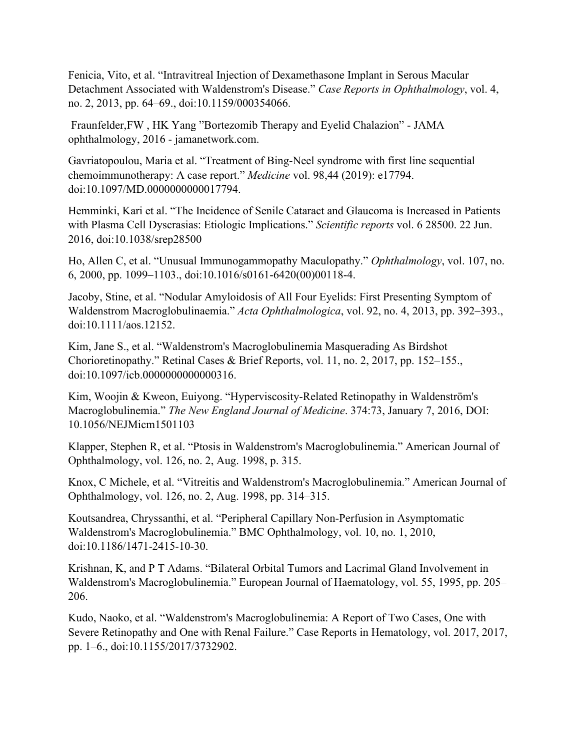Fenicia, Vito, et al. “Intravitreal Injection of Dexamethasone Implant in Serous Macular Detachment Associated with Waldenstrom's Disease.” *Case Reports in Ophthalmology*, vol. 4, no. 2, 2013, pp. 64–69., doi:10.1159/000354066.

Fraunfelder,FW , HK Yang ”Bortezomib Therapy and Eyelid Chalazion” - JAMA ophthalmology, 2016 - jamanetwork.com.

Gavriatopoulou, Maria et al. “Treatment of Bing-Neel syndrome with first line sequential chemoimmunotherapy: A case report.” *Medicine* vol. 98,44 (2019): e17794. doi:10.1097/MD.0000000000017794.

Hemminki, Kari et al. “The Incidence of Senile Cataract and Glaucoma is Increased in Patients with Plasma Cell Dyscrasias: Etiologic Implications.” *Scientific reports* vol. 6 28500. 22 Jun. 2016, doi:10.1038/srep28500

Ho, Allen C, et al. “Unusual Immunogammopathy Maculopathy.” *Ophthalmology*, vol. 107, no. 6, 2000, pp. 1099–1103., doi:10.1016/s0161-6420(00)00118-4.

Jacoby, Stine, et al. “Nodular Amyloidosis of All Four Eyelids: First Presenting Symptom of Waldenstrom Macroglobulinaemia.” *Acta Ophthalmologica*, vol. 92, no. 4, 2013, pp. 392–393., doi:10.1111/aos.12152.

Kim, Jane S., et al. “Waldenstrom's Macroglobulinemia Masquerading As Birdshot Chorioretinopathy.” Retinal Cases & Brief Reports, vol. 11, no. 2, 2017, pp. 152–155., doi:10.1097/icb.0000000000000316.

Kim, Woojin & Kweon, Euiyong. “Hyperviscosity-Related Retinopathy in Waldenström's Macroglobulinemia.” *The New England Journal of Medicine*. 374:73, January 7, 2016, DOI: 10.1056/NEJMicm1501103

Klapper, Stephen R, et al. “Ptosis in Waldenstrom's Macroglobulinemia.” American Journal of Ophthalmology, vol. 126, no. 2, Aug. 1998, p. 315.

Knox, C Michele, et al. “Vitreitis and Waldenstrom's Macroglobulinemia.” American Journal of Ophthalmology, vol. 126, no. 2, Aug. 1998, pp. 314–315.

Koutsandrea, Chryssanthi, et al. “Peripheral Capillary Non-Perfusion in Asymptomatic Waldenstrom's Macroglobulinemia.” BMC Ophthalmology, vol. 10, no. 1, 2010, doi:10.1186/1471-2415-10-30.

Krishnan, K, and P T Adams. “Bilateral Orbital Tumors and Lacrimal Gland Involvement in Waldenstrom's Macroglobulinemia.” European Journal of Haematology, vol. 55, 1995, pp. 205–206.

Kudo, Naoko, et al. “Waldenstrom's Macroglobulinemia: A Report of Two Cases, One with Severe Retinopathy and One with Renal Failure.” Case Reports in Hematology, vol. 2017, 2017, pp. 1–6., doi:10.1155/2017/3732902.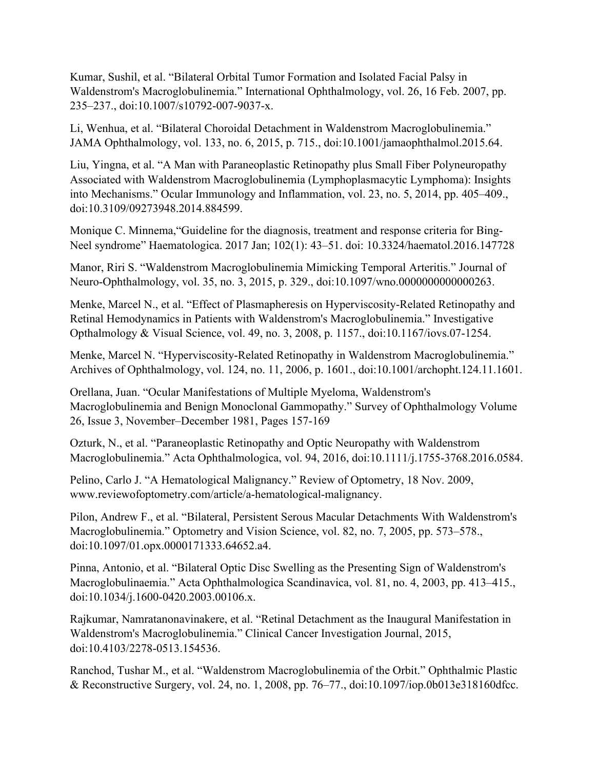Kumar, Sushil, et al. "Bilateral Orbital Tumor Formation and Isolated Facial Palsy in Waldenstrom's Macroglobulinemia." International Ophthalmology, vol. 26, 16 Feb. 2007, pp. 235–237., doi:10.1007/s10792-007-9037-x.

Li, Wenhua, et al. "Bilateral Choroidal Detachment in Waldenstrom Macroglobulinemia." JAMA Ophthalmology, vol. 133, no. 6, 2015, p. 715., doi:10.1001/jamaophthalmol.2015.64.

Liu, Yingna, et al. "A Man with Paraneoplastic Retinopathy plus Small Fiber Polyneuropathy Associated with Waldenstrom Macroglobulinemia (Lymphoplasmacytic Lymphoma): Insights into Mechanisms." Ocular Immunology and Inflammation, vol. 23, no. 5, 2014, pp. 405–409., doi:10.3109/09273948.2014.884599.

Monique C. Minnema,"Guideline for the diagnosis, treatment and response criteria for Bing-Neel syndrome" Haematologica. 2017 Jan; 102(1): 43–51. doi: 10.3324/haematol.2016.147728

Manor, Riri S. "Waldenstrom Macroglobulinemia Mimicking Temporal Arteritis." Journal of Neuro-Ophthalmology, vol. 35, no. 3, 2015, p. 329., doi:10.1097/wno.0000000000000263.

Menke, Marcel N., et al. "Effect of Plasmapheresis on Hyperviscosity-Related Retinopathy and Retinal Hemodynamics in Patients with Waldenstrom's Macroglobulinemia." Investigative Opthalmology & Visual Science, vol. 49, no. 3, 2008, p. 1157., doi:10.1167/iovs.07-1254.

Menke, Marcel N. "Hyperviscosity-Related Retinopathy in Waldenstrom Macroglobulinemia." Archives of Ophthalmology, vol. 124, no. 11, 2006, p. 1601., doi:10.1001/archopht.124.11.1601.

Orellana, Juan. "Ocular Manifestations of Multiple Myeloma, Waldenstrom's Macroglobulinemia and Benign Monoclonal Gammopathy." Survey of Ophthalmology Volume 26, Issue 3, November–December 1981, Pages 157-169

Ozturk, N., et al. "Paraneoplastic Retinopathy and Optic Neuropathy with Waldenstrom Macroglobulinemia." Acta Ophthalmologica, vol. 94, 2016, doi:10.1111/j.1755-3768.2016.0584.

Pelino, Carlo J. "A Hematological Malignancy." Review of Optometry, 18 Nov. 2009, www.reviewofoptometry.com/article/a-hematological-malignancy.

Pilon, Andrew F., et al. "Bilateral, Persistent Serous Macular Detachments With Waldenstrom's Macroglobulinemia." Optometry and Vision Science, vol. 82, no. 7, 2005, pp. 573–578., doi:10.1097/01.opx.0000171333.64652.a4.

Pinna, Antonio, et al. "Bilateral Optic Disc Swelling as the Presenting Sign of Waldenstrom's Macroglobulinaemia." Acta Ophthalmologica Scandinavica, vol. 81, no. 4, 2003, pp. 413–415., doi:10.1034/j.1600-0420.2003.00106.x.

Rajkumar, Namratanonavinakere, et al. "Retinal Detachment as the Inaugural Manifestation in Waldenstrom's Macroglobulinemia." Clinical Cancer Investigation Journal, 2015, doi:10.4103/2278-0513.154536.

Ranchod, Tushar M., et al. "Waldenstrom Macroglobulinemia of the Orbit." Ophthalmic Plastic & Reconstructive Surgery, vol. 24, no. 1, 2008, pp. 76–77., doi:10.1097/iop.0b013e318160dfcc.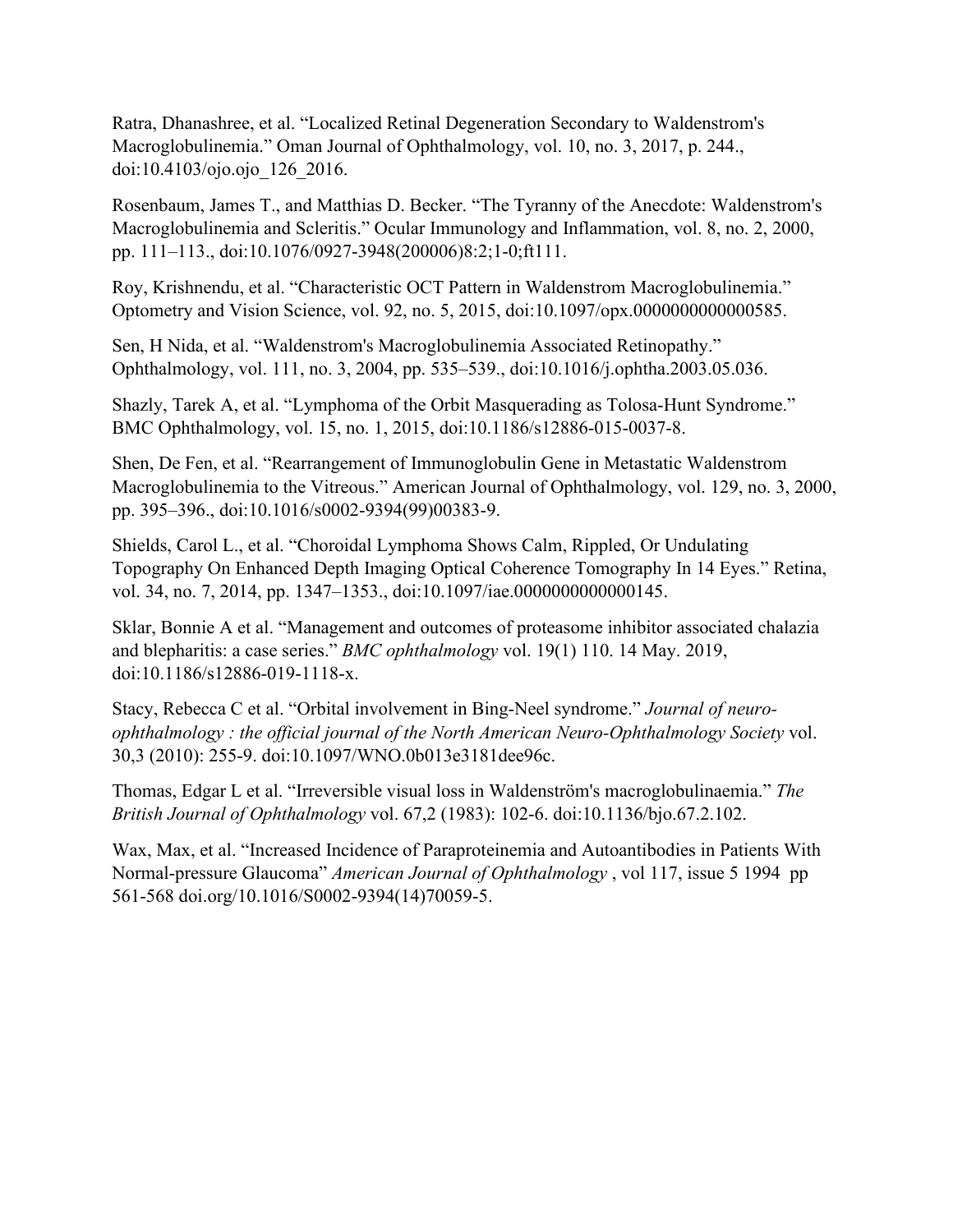Ratra, Dhanashree, et al. "Localized Retinal Degeneration Secondary to Waldenstrom's Macroglobulinemia." Oman Journal of Ophthalmology, vol. 10, no. 3, 2017, p. 244., doi:10.4103/ojo.ojo_126_2016.

Rosenbaum, James T., and Matthias D. Becker. "The Tyranny of the Anecdote: Waldenstrom's Macroglobulinemia and Scleritis." Ocular Immunology and Inflammation, vol. 8, no. 2, 2000, pp. 111–113., doi:10.1076/0927-3948(200006)8:2;1-0;ft111.

Roy, Krishnendu, et al. "Characteristic OCT Pattern in Waldenstrom Macroglobulinemia." Optometry and Vision Science, vol. 92, no. 5, 2015, doi:10.1097/opx.0000000000000585.

Sen, H Nida, et al. "Waldenstrom's Macroglobulinemia Associated Retinopathy." Ophthalmology, vol. 111, no. 3, 2004, pp. 535–539., doi:10.1016/j.ophtha.2003.05.036.

Shazly, Tarek A, et al. "Lymphoma of the Orbit Masquerading as Tolosa-Hunt Syndrome." BMC Ophthalmology, vol. 15, no. 1, 2015, doi:10.1186/s12886-015-0037-8.

Shen, De Fen, et al. "Rearrangement of Immunoglobulin Gene in Metastatic Waldenstrom Macroglobulinemia to the Vitreous." American Journal of Ophthalmology, vol. 129, no. 3, 2000, pp. 395–396., doi:10.1016/s0002-9394(99)00383-9.

Shields, Carol L., et al. "Choroidal Lymphoma Shows Calm, Rippled, Or Undulating Topography On Enhanced Depth Imaging Optical Coherence Tomography In 14 Eyes." Retina, vol. 34, no. 7, 2014, pp. 1347–1353., doi:10.1097/iae.0000000000000145.

Sklar, Bonnie A et al. "Management and outcomes of proteasome inhibitor associated chalazia and blepharitis: a case series." *BMC ophthalmology* vol. 19(1) 110. 14 May. 2019, doi:10.1186/s12886-019-1118-x.

Stacy, Rebecca C et al. "Orbital involvement in Bing-Neel syndrome." *Journal of neuro-ophthalmology : the official journal of the North American Neuro-Ophthalmology Society* vol. 30,3 (2010): 255-9. doi:10.1097/WNO.0b013e3181dee96c.

Thomas, Edgar L et al. "Irreversible visual loss in Waldenström's macroglobulinaemia." *The British Journal of Ophthalmology* vol. 67,2 (1983): 102-6. doi:10.1136/bjo.67.2.102.

Wax, Max, et al. "Increased Incidence of Paraproteinemia and Autoantibodies in Patients With Normal-pressure Glaucoma" *American Journal of Ophthalmology* , vol 117, issue 5 1994 pp 561-568 doi.org/10.1016/S0002-9394(14)70059-5.